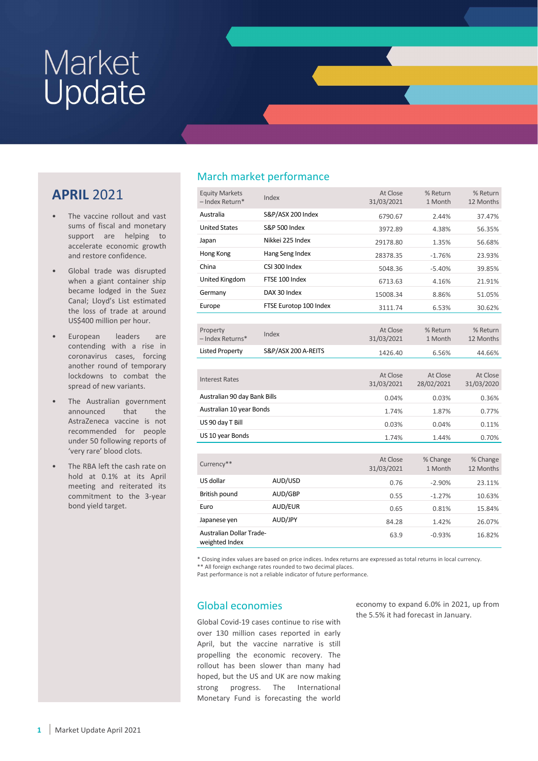# Market Update

## APRIL 2021

- The vaccine rollout and vast sums of fiscal and monetary support are helping to accelerate economic growth and restore confidence.
- Global trade was disrupted when a giant container ship became lodged in the Suez Canal; Lloyd's List estimated the loss of trade at around US$400 million per hour.
- European leaders are contending with a rise in coronavirus cases, forcing another round of temporary lockdowns to combat the spread of new variants.
- The Australian government announced that the AstraZeneca vaccine is not recommended for people under 50 following reports of 'very rare' blood clots.
- The RBA left the cash rate on hold at 0.1% at its April meeting and reiterated its commitment to the 3-year bond yield target.

## March market performance

| Equity Markets – Index Return* | Index | At Close 31/03/2021 | % Return 1 Month | % Return 12 Months |
|---|---|---|---|---|
| Australia | S&P/ASX 200 Index | 6790.67 | 2.44% | 37.47% |
| United States | S&P 500 Index | 3972.89 | 4.38% | 56.35% |
| Japan | Nikkei 225 Index | 29178.80 | 1.35% | 56.68% |
| Hong Kong | Hang Seng Index | 28378.35 | -1.76% | 23.93% |
| China | CSI 300 Index | 5048.36 | -5.40% | 39.85% |
| United Kingdom | FTSE 100 Index | 6713.63 | 4.16% | 21.91% |
| Germany | DAX 30 Index | 15008.34 | 8.86% | 51.05% |
| Europe | FTSE Eurotop 100 Index | 3111.74 | 6.53% | 30.62% |

| Property – Index Returns* | Index | At Close 31/03/2021 | % Return 1 Month | % Return 12 Months |
|---|---|---|---|---|
| Listed Property | S&P/ASX 200 A-REITS | 1426.40 | 6.56% | 44.66% |

| Interest Rates | At Close 31/03/2021 | At Close 28/02/2021 | At Close 31/03/2020 |
|---|---|---|---|
| Australian 90 day Bank Bills | 0.04% | 0.03% | 0.36% |
| Australian 10 year Bonds | 1.74% | 1.87% | 0.77% |
| US 90 day T Bill | 0.03% | 0.04% | 0.11% |
| US 10 year Bonds | 1.74% | 1.44% | 0.70% |

| Currency** | | At Close 31/03/2021 | % Change 1 Month | % Change 12 Months |
|---|---|---|---|---|
| US dollar | AUD/USD | 0.76 | -2.90% | 23.11% |
| British pound | AUD/GBP | 0.55 | -1.27% | 10.63% |
| Euro | AUD/EUR | 0.65 | 0.81% | 15.84% |
| Japanese yen | AUD/JPY | 84.28 | 1.42% | 26.07% |
| Australian Dollar Trade-weighted Index | | 63.9 | -0.93% | 16.82% |

\* Closing index values are based on price indices. Index returns are expressed as total returns in local currency.
\*\* All foreign exchange rates rounded to two decimal places.
Past performance is not a reliable indicator of future performance.

## Global economies

Global Covid-19 cases continue to rise with over 130 million cases reported in early April, but the vaccine narrative is still propelling the economic recovery. The rollout has been slower than many had hoped, but the US and UK are now making strong progress. The International Monetary Fund is forecasting the world economy to expand 6.0% in 2021, up from the 5.5% it had forecast in January.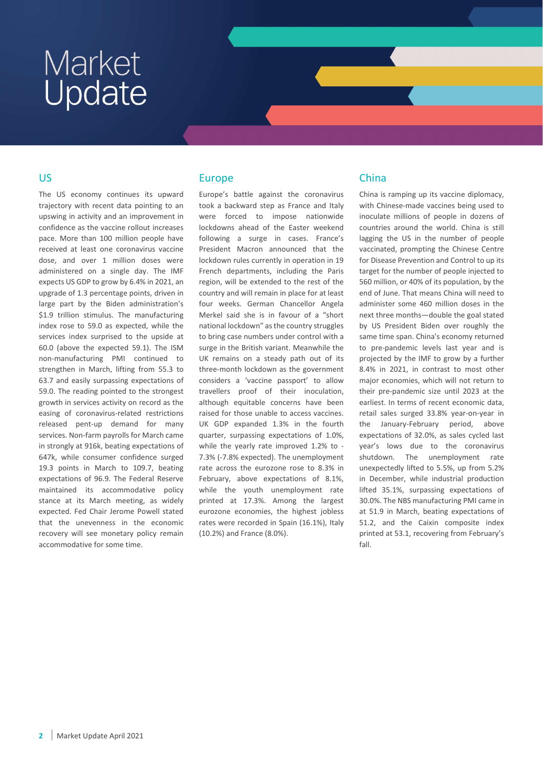# Market Update

## US

The US economy continues its upward trajectory with recent data pointing to an upswing in activity and an improvement in confidence as the vaccine rollout increases pace. More than 100 million people have received at least one coronavirus vaccine dose, and over 1 million doses were administered on a single day. The IMF expects US GDP to grow by 6.4% in 2021, an upgrade of 1.3 percentage points, driven in large part by the Biden administration's $1.9 trillion stimulus. The manufacturing index rose to 59.0 as expected, while the services index surprised to the upside at 60.0 (above the expected 59.1). The ISM non-manufacturing PMI continued to strengthen in March, lifting from 55.3 to 63.7 and easily surpassing expectations of 59.0. The reading pointed to the strongest growth in services activity on record as the easing of coronavirus-related restrictions released pent-up demand for many services. Non-farm payrolls for March came in strongly at 916k, beating expectations of 647k, while consumer confidence surged 19.3 points in March to 109.7, beating expectations of 96.9. The Federal Reserve maintained its accommodative policy stance at its March meeting, as widely expected. Fed Chair Jerome Powell stated that the unevenness in the economic recovery will see monetary policy remain accommodative for some time.

## Europe

Europe's battle against the coronavirus took a backward step as France and Italy were forced to impose nationwide lockdowns ahead of the Easter weekend following a surge in cases. France's President Macron announced that the lockdown rules currently in operation in 19 French departments, including the Paris region, will be extended to the rest of the country and will remain in place for at least four weeks. German Chancellor Angela Merkel said she is in favour of a "short national lockdown" as the country struggles to bring case numbers under control with a surge in the British variant. Meanwhile the UK remains on a steady path out of its three-month lockdown as the government considers a 'vaccine passport' to allow travellers proof of their inoculation, although equitable concerns have been raised for those unable to access vaccines. UK GDP expanded 1.3% in the fourth quarter, surpassing expectations of 1.0%, while the yearly rate improved 1.2% to -7.3% (-7.8% expected). The unemployment rate across the eurozone rose to 8.3% in February, above expectations of 8.1%, while the youth unemployment rate printed at 17.3%. Among the largest eurozone economies, the highest jobless rates were recorded in Spain (16.1%), Italy (10.2%) and France (8.0%).

## China

China is ramping up its vaccine diplomacy, with Chinese-made vaccines being used to inoculate millions of people in dozens of countries around the world. China is still lagging the US in the number of people vaccinated, prompting the Chinese Centre for Disease Prevention and Control to up its target for the number of people injected to 560 million, or 40% of its population, by the end of June. That means China will need to administer some 460 million doses in the next three months—double the goal stated by US President Biden over roughly the same time span. China's economy returned to pre-pandemic levels last year and is projected by the IMF to grow by a further 8.4% in 2021, in contrast to most other major economies, which will not return to their pre-pandemic size until 2023 at the earliest. In terms of recent economic data, retail sales surged 33.8% year-on-year in the January-February period, above expectations of 32.0%, as sales cycled last year's lows due to the coronavirus shutdown. The unemployment rate unexpectedly lifted to 5.5%, up from 5.2% in December, while industrial production lifted 35.1%, surpassing expectations of 30.0%. The NBS manufacturing PMI came in at 51.9 in March, beating expectations of 51.2, and the Caixin composite index printed at 53.1, recovering from February's fall.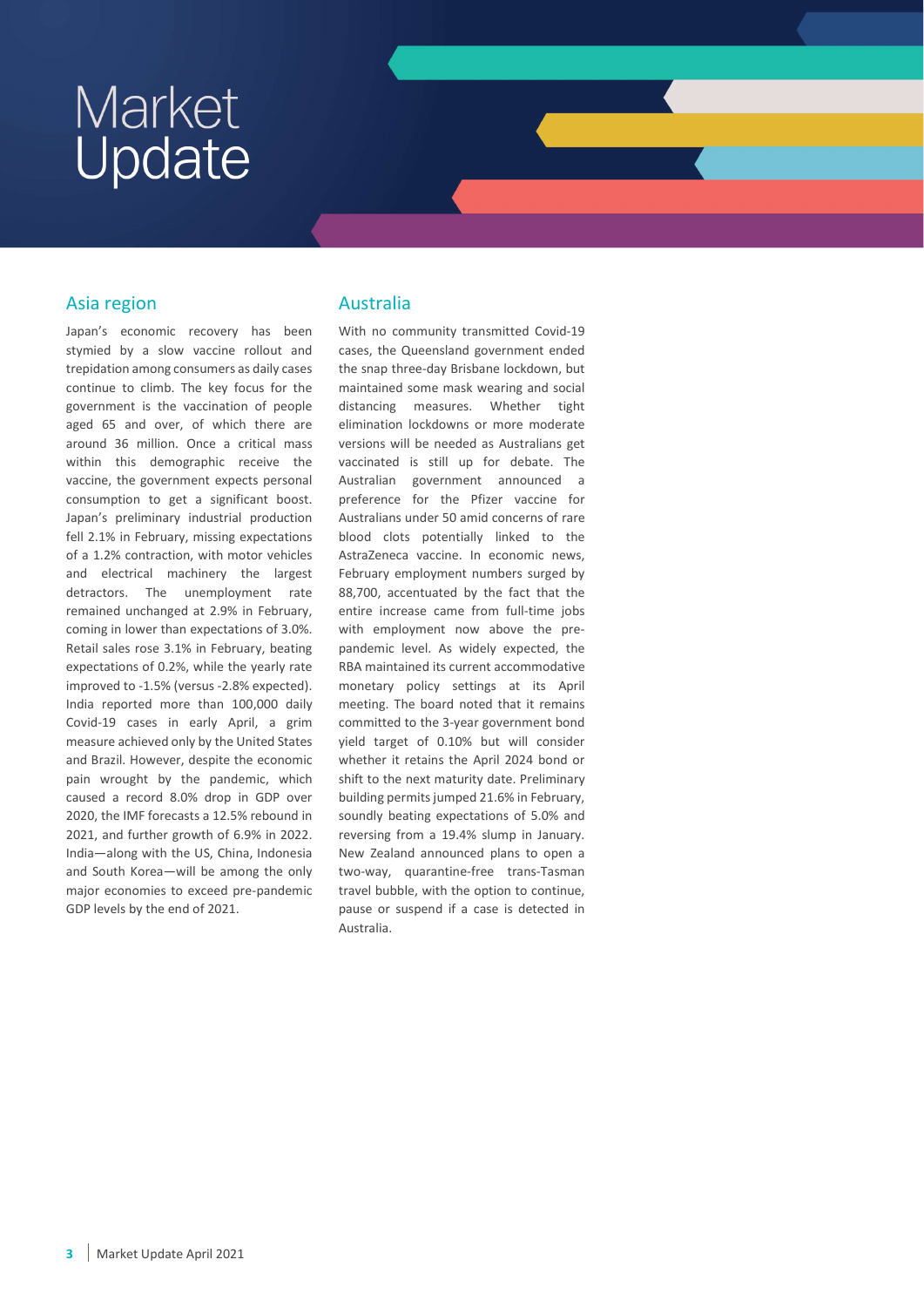# Market Update

## Asia region

Japan's economic recovery has been stymied by a slow vaccine rollout and trepidation among consumers as daily cases continue to climb. The key focus for the government is the vaccination of people aged 65 and over, of which there are around 36 million. Once a critical mass within this demographic receive the vaccine, the government expects personal consumption to get a significant boost. Japan's preliminary industrial production fell 2.1% in February, missing expectations of a 1.2% contraction, with motor vehicles and electrical machinery the largest detractors. The unemployment rate remained unchanged at 2.9% in February, coming in lower than expectations of 3.0%. Retail sales rose 3.1% in February, beating expectations of 0.2%, while the yearly rate improved to -1.5% (versus -2.8% expected). India reported more than 100,000 daily Covid-19 cases in early April, a grim measure achieved only by the United States and Brazil. However, despite the economic pain wrought by the pandemic, which caused a record 8.0% drop in GDP over 2020, the IMF forecasts a 12.5% rebound in 2021, and further growth of 6.9% in 2022. India—along with the US, China, Indonesia and South Korea—will be among the only major economies to exceed pre-pandemic GDP levels by the end of 2021.

## Australia

With no community transmitted Covid-19 cases, the Queensland government ended the snap three-day Brisbane lockdown, but maintained some mask wearing and social distancing measures. Whether tight elimination lockdowns or more moderate versions will be needed as Australians get vaccinated is still up for debate. The Australian government announced a preference for the Pfizer vaccine for Australians under 50 amid concerns of rare blood clots potentially linked to the AstraZeneca vaccine. In economic news, February employment numbers surged by 88,700, accentuated by the fact that the entire increase came from full-time jobs with employment now above the pre-pandemic level. As widely expected, the RBA maintained its current accommodative monetary policy settings at its April meeting. The board noted that it remains committed to the 3-year government bond yield target of 0.10% but will consider whether it retains the April 2024 bond or shift to the next maturity date. Preliminary building permits jumped 21.6% in February, soundly beating expectations of 5.0% and reversing from a 19.4% slump in January. New Zealand announced plans to open a two-way, quarantine-free trans-Tasman travel bubble, with the option to continue, pause or suspend if a case is detected in Australia.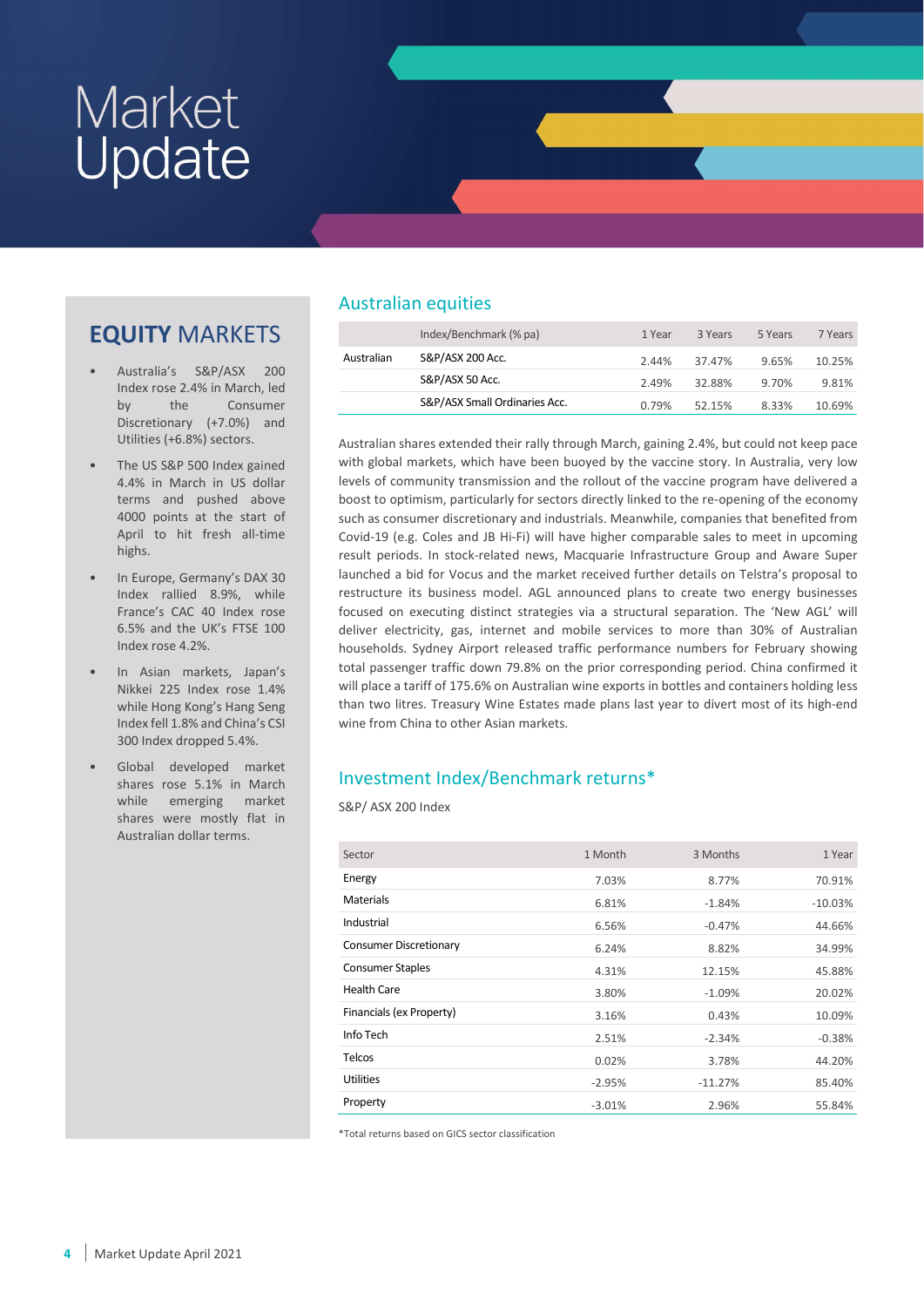# Market Update

## EQUITY MARKETS

- Australia's S&P/ASX 200 Index rose 2.4% in March, led by the Consumer Discretionary (+7.0%) and Utilities (+6.8%) sectors.
- The US S&P 500 Index gained 4.4% in March in US dollar terms and pushed above 4000 points at the start of April to hit fresh all-time highs.
- In Europe, Germany's DAX 30 Index rallied 8.9%, while France's CAC 40 Index rose 6.5% and the UK's FTSE 100 Index rose 4.2%.
- In Asian markets, Japan's Nikkei 225 Index rose 1.4% while Hong Kong's Hang Seng Index fell 1.8% and China's CSI 300 Index dropped 5.4%.
- Global developed market shares rose 5.1% in March while emerging market shares were mostly flat in Australian dollar terms.

## Australian equities

| | Index/Benchmark (% pa) | 1 Year | 3 Years | 5 Years | 7 Years |
|---|---|---|---|---|---|
| Australian | S&P/ASX 200 Acc. | 2.44% | 37.47% | 9.65% | 10.25% |
| | S&P/ASX 50 Acc. | 2.49% | 32.88% | 9.70% | 9.81% |
| | S&P/ASX Small Ordinaries Acc. | 0.79% | 52.15% | 8.33% | 10.69% |

Australian shares extended their rally through March, gaining 2.4%, but could not keep pace with global markets, which have been buoyed by the vaccine story. In Australia, very low levels of community transmission and the rollout of the vaccine program have delivered a boost to optimism, particularly for sectors directly linked to the re-opening of the economy such as consumer discretionary and industrials. Meanwhile, companies that benefited from Covid-19 (e.g. Coles and JB Hi-Fi) will have higher comparable sales to meet in upcoming result periods. In stock-related news, Macquarie Infrastructure Group and Aware Super launched a bid for Vocus and the market received further details on Telstra's proposal to restructure its business model. AGL announced plans to create two energy businesses focused on executing distinct strategies via a structural separation. The 'New AGL' will deliver electricity, gas, internet and mobile services to more than 30% of Australian households. Sydney Airport released traffic performance numbers for February showing total passenger traffic down 79.8% on the prior corresponding period. China confirmed it will place a tariff of 175.6% on Australian wine exports in bottles and containers holding less than two litres. Treasury Wine Estates made plans last year to divert most of its high-end wine from China to other Asian markets.

## Investment Index/Benchmark returns*

S&P/ ASX 200 Index

| Sector | 1 Month | 3 Months | 1 Year |
|---|---|---|---|
| Energy | 7.03% | 8.77% | 70.91% |
| Materials | 6.81% | -1.84% | -10.03% |
| Industrial | 6.56% | -0.47% | 44.66% |
| Consumer Discretionary | 6.24% | 8.82% | 34.99% |
| Consumer Staples | 4.31% | 12.15% | 45.88% |
| Health Care | 3.80% | -1.09% | 20.02% |
| Financials (ex Property) | 3.16% | 0.43% | 10.09% |
| Info Tech | 2.51% | -2.34% | -0.38% |
| Telcos | 0.02% | 3.78% | 44.20% |
| Utilities | -2.95% | -11.27% | 85.40% |
| Property | -3.01% | 2.96% | 55.84% |

*Total returns based on GICS sector classification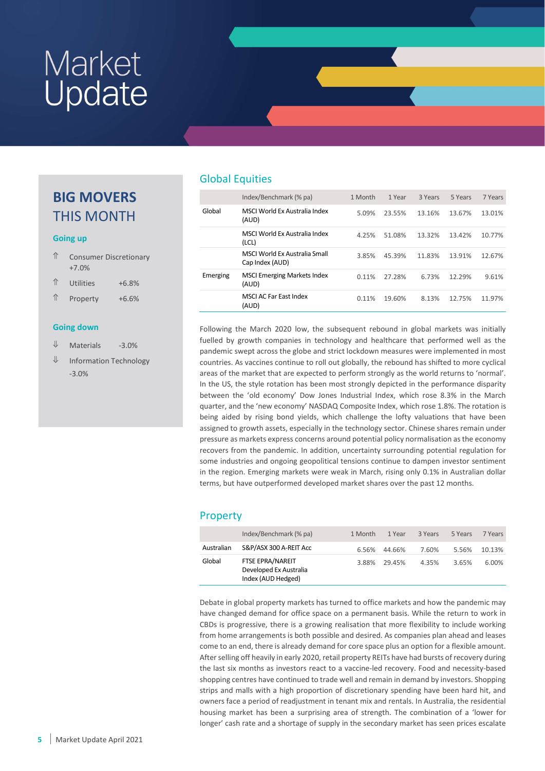# Market Update

## BIG MOVERS THIS MONTH

### Going up

- ⇑ Consumer Discretionary +7.0%
- ⇑ Utilities +6.8%
- ⇑ Property +6.6%

### Going down

- ⇓ Materials -3.0%
- ⇓ Information Technology -3.0%

## Global Equities

| | Index/Benchmark (% pa) | 1 Month | 1 Year | 3 Years | 5 Years | 7 Years |
|---|---|---|---|---|---|---|
| Global | MSCI World Ex Australia Index (AUD) | 5.09% | 23.55% | 13.16% | 13.67% | 13.01% |
| | MSCI World Ex Australia Index (LCL) | 4.25% | 51.08% | 13.32% | 13.42% | 10.77% |
| | MSCI World Ex Australia Small Cap Index (AUD) | 3.85% | 45.39% | 11.83% | 13.91% | 12.67% |
| Emerging | MSCI Emerging Markets Index (AUD) | 0.11% | 27.28% | 6.73% | 12.29% | 9.61% |
| | MSCI AC Far East Index (AUD) | 0.11% | 19.60% | 8.13% | 12.75% | 11.97% |

Following the March 2020 low, the subsequent rebound in global markets was initially fuelled by growth companies in technology and healthcare that performed well as the pandemic swept across the globe and strict lockdown measures were implemented in most countries. As vaccines continue to roll out globally, the rebound has shifted to more cyclical areas of the market that are expected to perform strongly as the world returns to 'normal'. In the US, the style rotation has been most strongly depicted in the performance disparity between the 'old economy' Dow Jones Industrial Index, which rose 8.3% in the March quarter, and the 'new economy' NASDAQ Composite Index, which rose 1.8%. The rotation is being aided by rising bond yields, which challenge the lofty valuations that have been assigned to growth assets, especially in the technology sector. Chinese shares remain under pressure as markets express concerns around potential policy normalisation as the economy recovers from the pandemic. In addition, uncertainty surrounding potential regulation for some industries and ongoing geopolitical tensions continue to dampen investor sentiment in the region. Emerging markets were weak in March, rising only 0.1% in Australian dollar terms, but have outperformed developed market shares over the past 12 months.

## Property

| | Index/Benchmark (% pa) | 1 Month | 1 Year | 3 Years | 5 Years | 7 Years |
|---|---|---|---|---|---|---|
| Australian | S&P/ASX 300 A-REIT Acc | 6.56% | 44.66% | 7.60% | 5.56% | 10.13% |
| Global | FTSE EPRA/NAREIT Developed Ex Australia Index (AUD Hedged) | 3.88% | 29.45% | 4.35% | 3.65% | 6.00% |

Debate in global property markets has turned to office markets and how the pandemic may have changed demand for office space on a permanent basis. While the return to work in CBDs is progressive, there is a growing realisation that more flexibility to include working from home arrangements is both possible and desired. As companies plan ahead and leases come to an end, there is already demand for core space plus an option for a flexible amount. After selling off heavily in early 2020, retail property REITs have had bursts of recovery during the last six months as investors react to a vaccine-led recovery. Food and necessity-based shopping centres have continued to trade well and remain in demand by investors. Shopping strips and malls with a high proportion of discretionary spending have been hard hit, and owners face a period of readjustment in tenant mix and rentals. In Australia, the residential housing market has been a surprising area of strength. The combination of a 'lower for longer' cash rate and a shortage of supply in the secondary market has seen prices escalate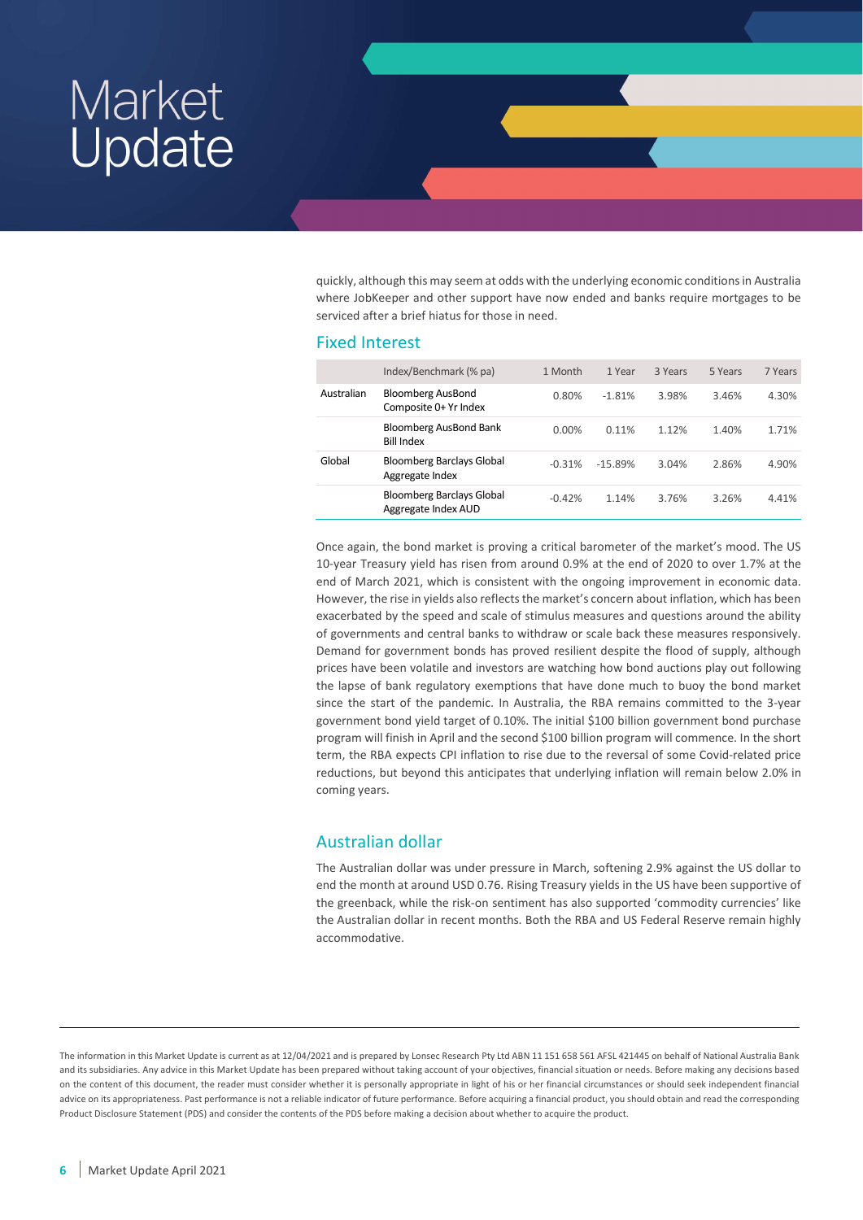# Market Update

quickly, although this may seem at odds with the underlying economic conditions in Australia where JobKeeper and other support have now ended and banks require mortgages to be serviced after a brief hiatus for those in need.

## Fixed Interest

| | Index/Benchmark (% pa) | 1 Month | 1 Year | 3 Years | 5 Years | 7 Years |
|---|---|---|---|---|---|---|
| Australian | Bloomberg AusBond Composite 0+ Yr Index | 0.80% | -1.81% | 3.98% | 3.46% | 4.30% |
| | Bloomberg AusBond Bank Bill Index | 0.00% | 0.11% | 1.12% | 1.40% | 1.71% |
| Global | Bloomberg Barclays Global Aggregate Index | -0.31% | -15.89% | 3.04% | 2.86% | 4.90% |
| | Bloomberg Barclays Global Aggregate Index AUD | -0.42% | 1.14% | 3.76% | 3.26% | 4.41% |

Once again, the bond market is proving a critical barometer of the market's mood. The US 10-year Treasury yield has risen from around 0.9% at the end of 2020 to over 1.7% at the end of March 2021, which is consistent with the ongoing improvement in economic data. However, the rise in yields also reflects the market's concern about inflation, which has been exacerbated by the speed and scale of stimulus measures and questions around the ability of governments and central banks to withdraw or scale back these measures responsively. Demand for government bonds has proved resilient despite the flood of supply, although prices have been volatile and investors are watching how bond auctions play out following the lapse of bank regulatory exemptions that have done much to buoy the bond market since the start of the pandemic. In Australia, the RBA remains committed to the 3-year government bond yield target of 0.10%. The initial $100 billion government bond purchase program will finish in April and the second $100 billion program will commence. In the short term, the RBA expects CPI inflation to rise due to the reversal of some Covid-related price reductions, but beyond this anticipates that underlying inflation will remain below 2.0% in coming years.

## Australian dollar

The Australian dollar was under pressure in March, softening 2.9% against the US dollar to end the month at around USD 0.76. Rising Treasury yields in the US have been supportive of the greenback, while the risk-on sentiment has also supported 'commodity currencies' like the Australian dollar in recent months. Both the RBA and US Federal Reserve remain highly accommodative.

The information in this Market Update is current as at 12/04/2021 and is prepared by Lonsec Research Pty Ltd ABN 11 151 658 561 AFSL 421445 on behalf of National Australia Bank and its subsidiaries. Any advice in this Market Update has been prepared without taking account of your objectives, financial situation or needs. Before making any decisions based on the content of this document, the reader must consider whether it is personally appropriate in light of his or her financial circumstances or should seek independent financial advice on its appropriateness. Past performance is not a reliable indicator of future performance. Before acquiring a financial product, you should obtain and read the corresponding Product Disclosure Statement (PDS) and consider the contents of the PDS before making a decision about whether to acquire the product.